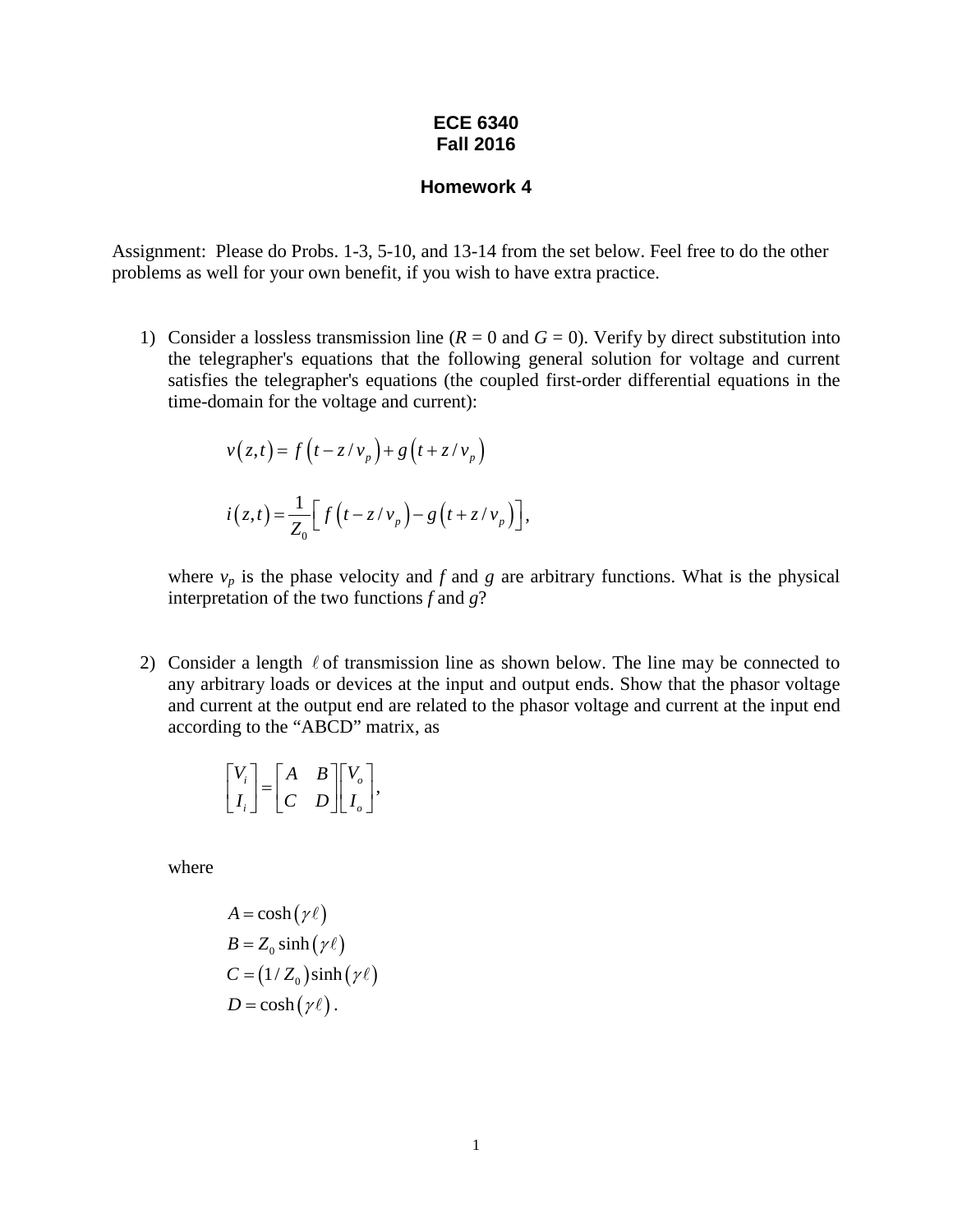# ECE 6340
# Fall 2016

## Homework 4

Assignment: Please do Probs. 1-3, 5-10, and 13-14 from the set below. Feel free to do the other problems as well for your own benefit, if you wish to have extra practice.

1) Consider a lossless transmission line ($R$ = 0 and $G$ = 0). Verify by direct substitution into the telegrapher's equations that the following general solution for voltage and current satisfies the telegrapher's equations (the coupled first-order differential equations in the time-domain for the voltage and current):

$$v(z,t) = f\left(t - z / v_p\right) + g\left(t + z / v_p\right)$$

$$i(z,t) = \frac{1}{Z_0}\left[ f\left(t - z / v_p\right) - g\left(t + z / v_p\right)\right],$$

where $v_p$ is the phase velocity and $f$ and $g$ are arbitrary functions. What is the physical interpretation of the two functions $f$ and $g$?

2) Consider a length $\ell$ of transmission line as shown below. The line may be connected to any arbitrary loads or devices at the input and output ends. Show that the phasor voltage and current at the output end are related to the phasor voltage and current at the input end according to the "ABCD" matrix, as

$$\begin{bmatrix} V_i \\ I_i \end{bmatrix} = \begin{bmatrix} A & B \\ C & D \end{bmatrix} \begin{bmatrix} V_o \\ I_o \end{bmatrix},$$

where

$$\begin{aligned} A &= \cosh(\gamma \ell) \\ B &= Z_0 \sinh(\gamma \ell) \\ C &= (1/Z_0)\sinh(\gamma \ell) \\ D &= \cosh(\gamma \ell) \,. \end{aligned}$$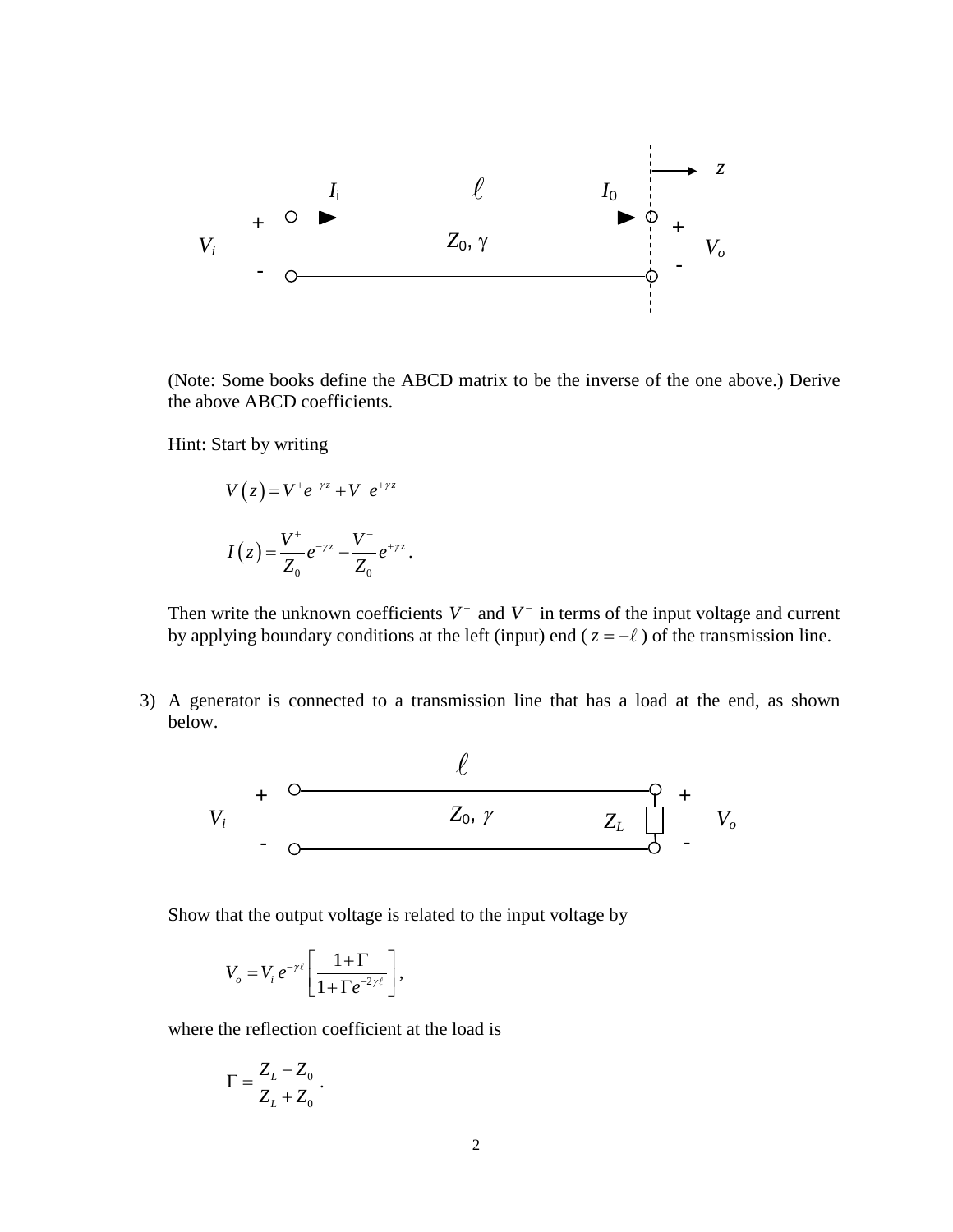(Note: Some books define the ABCD matrix to be the inverse of the one above.) Derive the above ABCD coefficients.

Hint: Start by writing

$$V(z) = V^+ e^{-\gamma z} + V^- e^{+\gamma z}$$

$$I(z) = \frac{V^+}{Z_0} e^{-\gamma z} - \frac{V^-}{Z_0} e^{+\gamma z}.$$

Then write the unknown coefficients $V^+$ and $V^-$ in terms of the input voltage and current by applying boundary conditions at the left (input) end ($z = -\ell$) of the transmission line.

3) A generator is connected to a transmission line that has a load at the end, as shown below.

Show that the output voltage is related to the input voltage by

$$V_o = V_i \, e^{-\gamma \ell} \left[ \frac{1+\Gamma}{1+\Gamma e^{-2\gamma \ell}} \right],$$

where the reflection coefficient at the load is

$$\Gamma = \frac{Z_L - Z_0}{Z_L + Z_0}.$$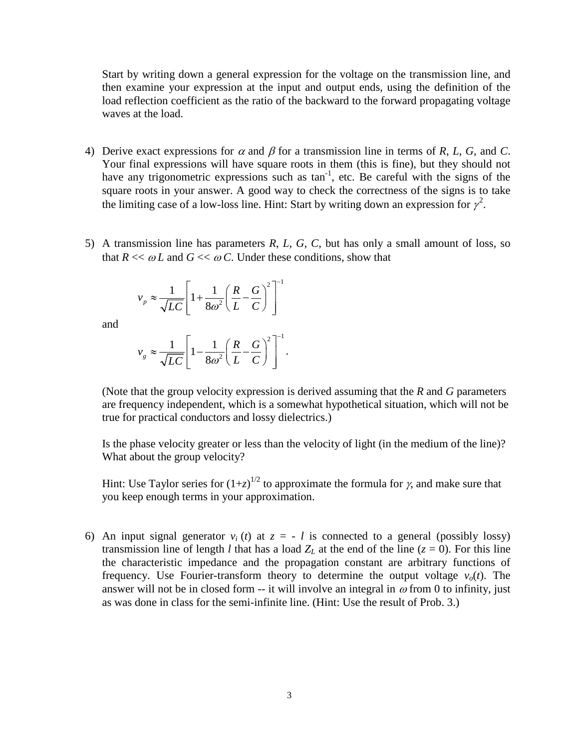Start by writing down a general expression for the voltage on the transmission line, and then examine your expression at the input and output ends, using the definition of the load reflection coefficient as the ratio of the backward to the forward propagating voltage waves at the load.

4) Derive exact expressions for $\alpha$ and $\beta$ for a transmission line in terms of $R$, $L$, $G$, and $C$. Your final expressions will have square roots in them (this is fine), but they should not have any trigonometric expressions such as $\tan^{-1}$, etc. Be careful with the signs of the square roots in your answer. A good way to check the correctness of the signs is to take the limiting case of a low-loss line. Hint: Start by writing down an expression for $\gamma^2$.

5) A transmission line has parameters $R$, $L$, $G$, $C$, but has only a small amount of loss, so that $R << \omega L$ and $G << \omega C$. Under these conditions, show that

$$v_p \approx \frac{1}{\sqrt{LC}}\left[1+\frac{1}{8\omega^2}\left(\frac{R}{L}-\frac{G}{C}\right)^2\right]^{-1}$$

and

$$v_g \approx \frac{1}{\sqrt{LC}}\left[1-\frac{1}{8\omega^2}\left(\frac{R}{L}-\frac{G}{C}\right)^2\right]^{-1}.$$

(Note that the group velocity expression is derived assuming that the $R$ and $G$ parameters are frequency independent, which is a somewhat hypothetical situation, which will not be true for practical conductors and lossy dielectrics.)

Is the phase velocity greater or less than the velocity of light (in the medium of the line)? What about the group velocity?

Hint: Use Taylor series for $(1+z)^{1/2}$ to approximate the formula for $\gamma$, and make sure that you keep enough terms in your approximation.

6) An input signal generator $v_i(t)$ at $z = -l$ is connected to a general (possibly lossy) transmission line of length $l$ that has a load $Z_L$ at the end of the line ($z = 0$). For this line the characteristic impedance and the propagation constant are arbitrary functions of frequency. Use Fourier-transform theory to determine the output voltage $v_o(t)$. The answer will not be in closed form -- it will involve an integral in $\omega$ from 0 to infinity, just as was done in class for the semi-infinite line. (Hint: Use the result of Prob. 3.)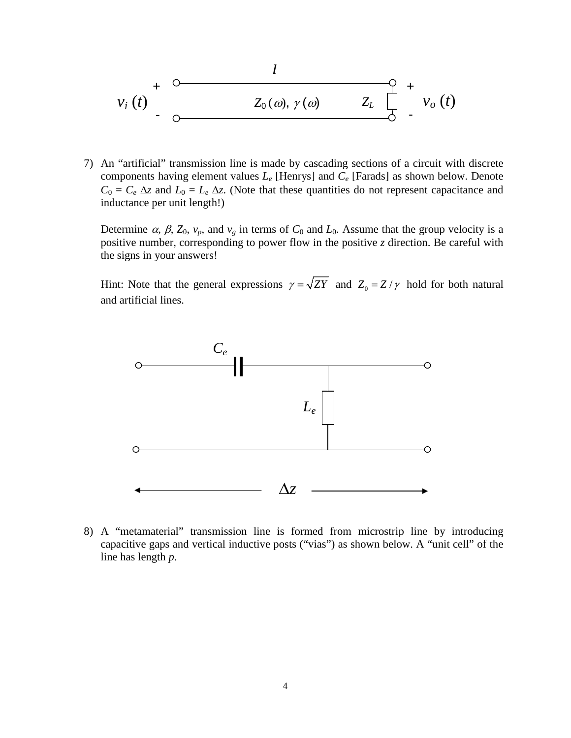7) An "artificial" transmission line is made by cascading sections of a circuit with discrete components having element values $L_e$ [Henrys] and $C_e$ [Farads] as shown below. Denote $C_0 = C_e\,\Delta z$ and $L_0 = L_e\,\Delta z$. (Note that these quantities do not represent capacitance and inductance per unit length!)

   Determine $\alpha$, $\beta$, $Z_0$, $v_p$, and $v_g$ in terms of $C_0$ and $L_0$. Assume that the group velocity is a positive number, corresponding to power flow in the positive $z$ direction. Be careful with the signs in your answers!

   Hint: Note that the general expressions $\gamma = \sqrt{ZY}$ and $Z_0 = Z/\gamma$ hold for both natural and artificial lines.

8) A "metamaterial" transmission line is formed from microstrip line by introducing capacitive gaps and vertical inductive posts ("vias") as shown below. A "unit cell" of the line has length $p$.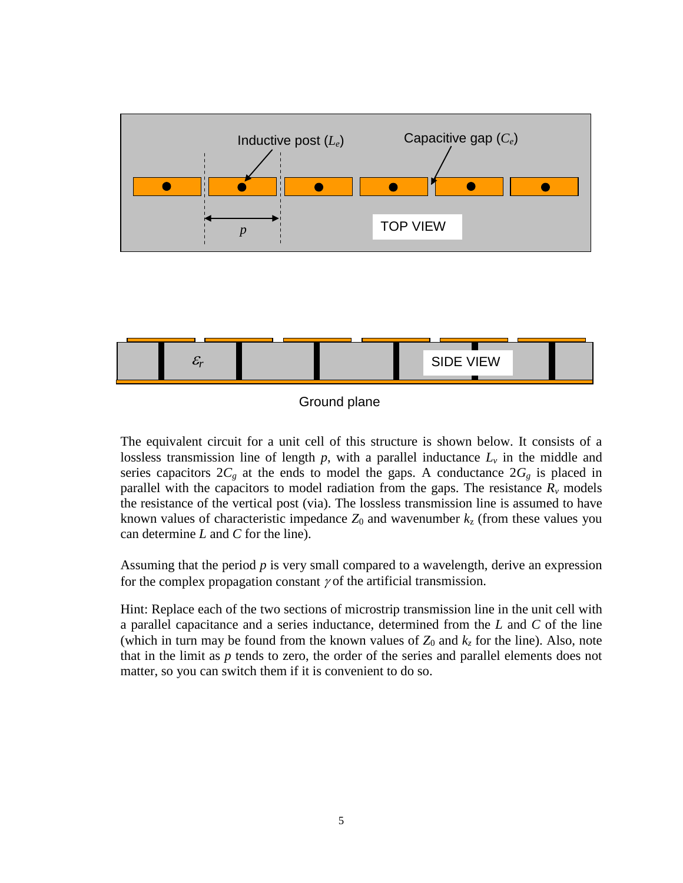Inductive post ($L_e$)

Capacitive gap ($C_e$)

$p$

TOP VIEW

$\varepsilon_r$

SIDE VIEW

Ground plane

The equivalent circuit for a unit cell of this structure is shown below. It consists of a lossless transmission line of length $p$, with a parallel inductance $L_v$ in the middle and series capacitors $2C_g$ at the ends to model the gaps. A conductance $2G_g$ is placed in parallel with the capacitors to model radiation from the gaps. The resistance $R_v$ models the resistance of the vertical post (via). The lossless transmission line is assumed to have known values of characteristic impedance $Z_0$ and wavenumber $k_z$ (from these values you can determine $L$ and $C$ for the line).

Assuming that the period $p$ is very small compared to a wavelength, derive an expression for the complex propagation constant $\gamma$ of the artificial transmission.

Hint: Replace each of the two sections of microstrip transmission line in the unit cell with a parallel capacitance and a series inductance, determined from the $L$ and $C$ of the line (which in turn may be found from the known values of $Z_0$ and $k_z$ for the line). Also, note that in the limit as $p$ tends to zero, the order of the series and parallel elements does not matter, so you can switch them if it is convenient to do so.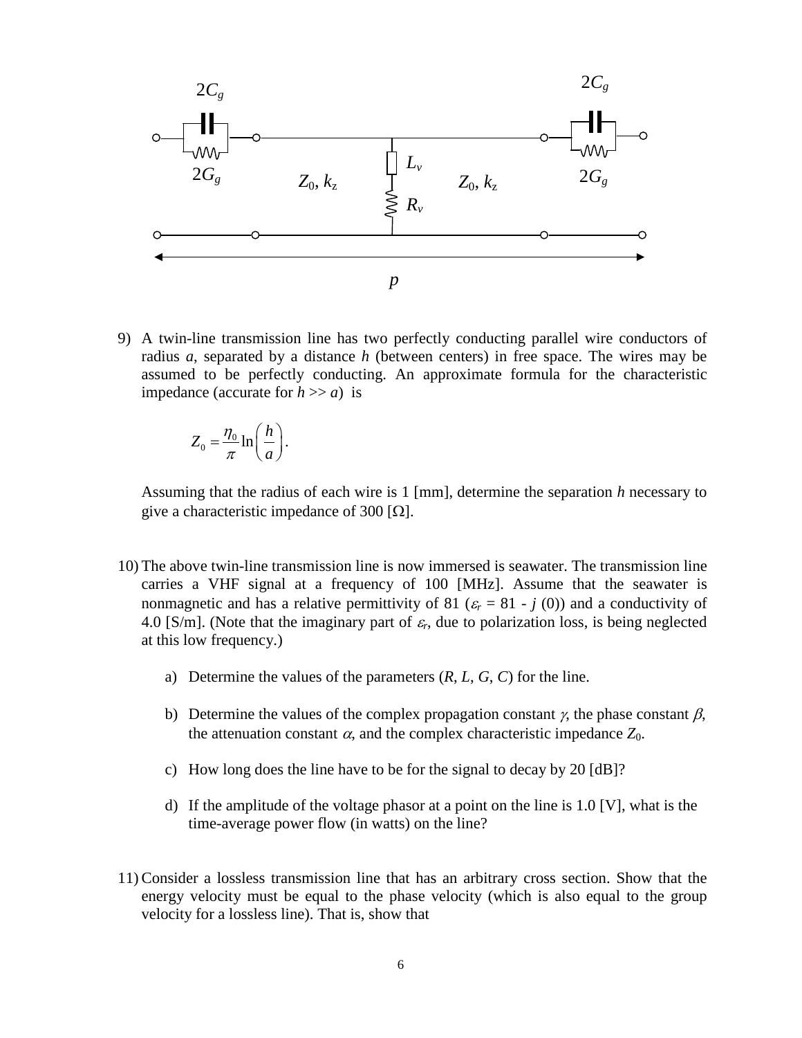9) A twin-line transmission line has two perfectly conducting parallel wire conductors of radius $a$, separated by a distance $h$ (between centers) in free space. The wires may be assumed to be perfectly conducting. An approximate formula for the characteristic impedance (accurate for $h >> a$) is

$$Z_0 = \frac{\eta_0}{\pi} \ln\left(\frac{h}{a}\right).$$

Assuming that the radius of each wire is 1 [mm], determine the separation $h$ necessary to give a characteristic impedance of 300 [Ω].

10) The above twin-line transmission line is now immersed is seawater. The transmission line carries a VHF signal at a frequency of 100 [MHz]. Assume that the seawater is nonmagnetic and has a relative permittivity of 81 ($\varepsilon_r = 81 - j\ (0)$) and a conductivity of 4.0 [S/m]. (Note that the imaginary part of $\varepsilon_r$, due to polarization loss, is being neglected at this low frequency.)

   a) Determine the values of the parameters ($R$, $L$, $G$, $C$) for the line.

   b) Determine the values of the complex propagation constant $\gamma$, the phase constant $\beta$, the attenuation constant $\alpha$, and the complex characteristic impedance $Z_0$.

   c) How long does the line have to be for the signal to decay by 20 [dB]?

   d) If the amplitude of the voltage phasor at a point on the line is 1.0 [V], what is the time-average power flow (in watts) on the line?

11) Consider a lossless transmission line that has an arbitrary cross section. Show that the energy velocity must be equal to the phase velocity (which is also equal to the group velocity for a lossless line). That is, show that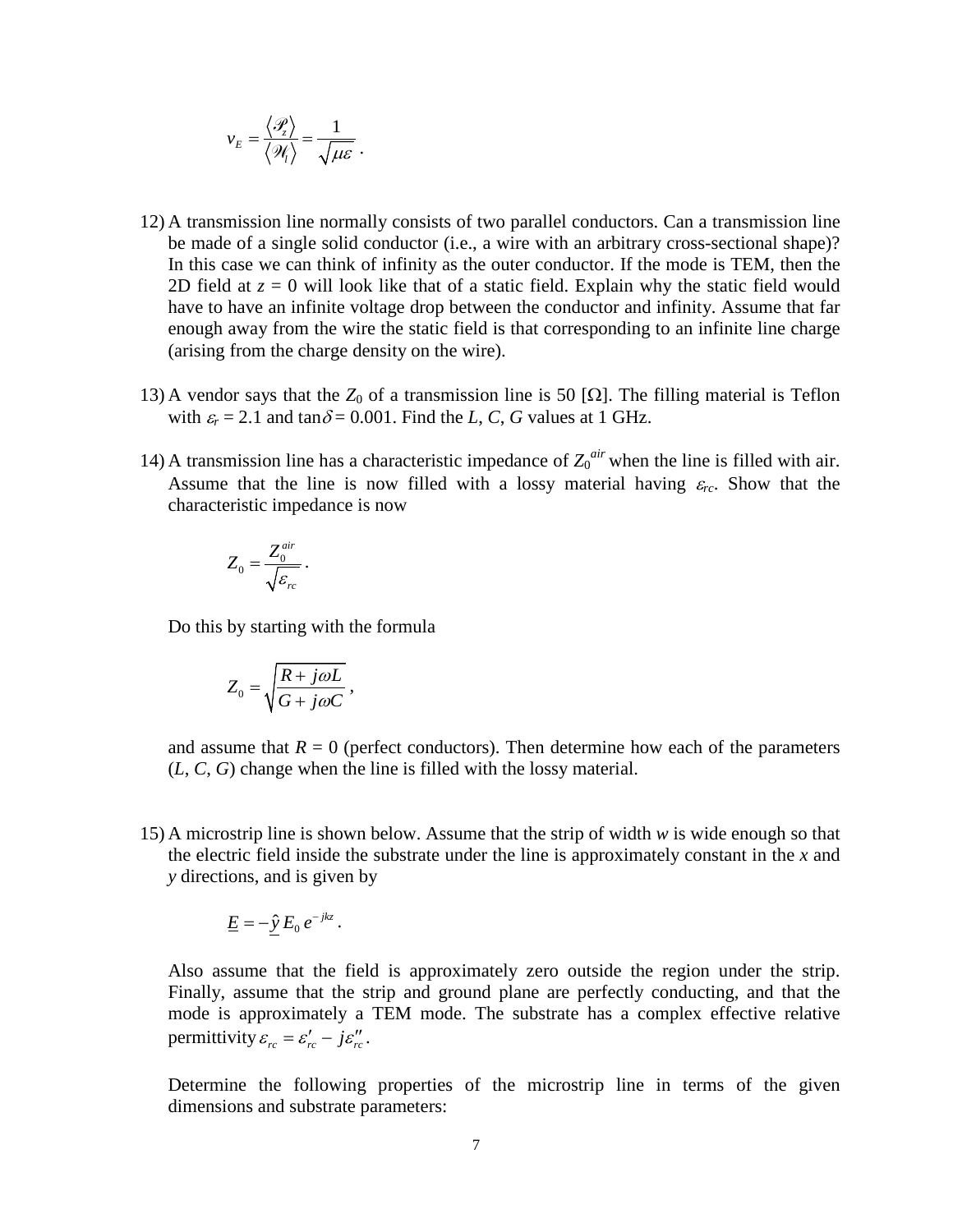$$v_E = \frac{\langle \mathscr{P}_z \rangle}{\langle \mathscr{W}_l \rangle} = \frac{1}{\sqrt{\mu \varepsilon}} \ .$$

12) A transmission line normally consists of two parallel conductors. Can a transmission line be made of a single solid conductor (i.e., a wire with an arbitrary cross-sectional shape)? In this case we can think of infinity as the outer conductor. If the mode is TEM, then the 2D field at $z = 0$ will look like that of a static field. Explain why the static field would have to have an infinite voltage drop between the conductor and infinity. Assume that far enough away from the wire the static field is that corresponding to an infinite line charge (arising from the charge density on the wire).

13) A vendor says that the $Z_0$ of a transmission line is 50 [Ω]. The filling material is Teflon with $\varepsilon_r = 2.1$ and $\tan\delta = 0.001$. Find the $L$, $C$, $G$ values at 1 GHz.

14) A transmission line has a characteristic impedance of $Z_0^{air}$ when the line is filled with air. Assume that the line is now filled with a lossy material having $\varepsilon_{rc}$. Show that the characteristic impedance is now

$$Z_0 = \frac{Z_0^{air}}{\sqrt{\varepsilon_{rc}}} \, .$$

Do this by starting with the formula

$$Z_0 = \sqrt{\frac{R + j\omega L}{G + j\omega C}} \, ,$$

and assume that $R = 0$ (perfect conductors). Then determine how each of the parameters ($L$, $C$, $G$) change when the line is filled with the lossy material.

15) A microstrip line is shown below. Assume that the strip of width $w$ is wide enough so that the electric field inside the substrate under the line is approximately constant in the $x$ and $y$ directions, and is given by

$$\underline{E} = -\hat{\underline{y}}\, E_0 \, e^{-jkz} \, .$$

Also assume that the field is approximately zero outside the region under the strip. Finally, assume that the strip and ground plane are perfectly conducting, and that the mode is approximately a TEM mode. The substrate has a complex effective relative permittivity $\varepsilon_{rc} = \varepsilon'_{rc} - j\varepsilon''_{rc}$.

Determine the following properties of the microstrip line in terms of the given dimensions and substrate parameters: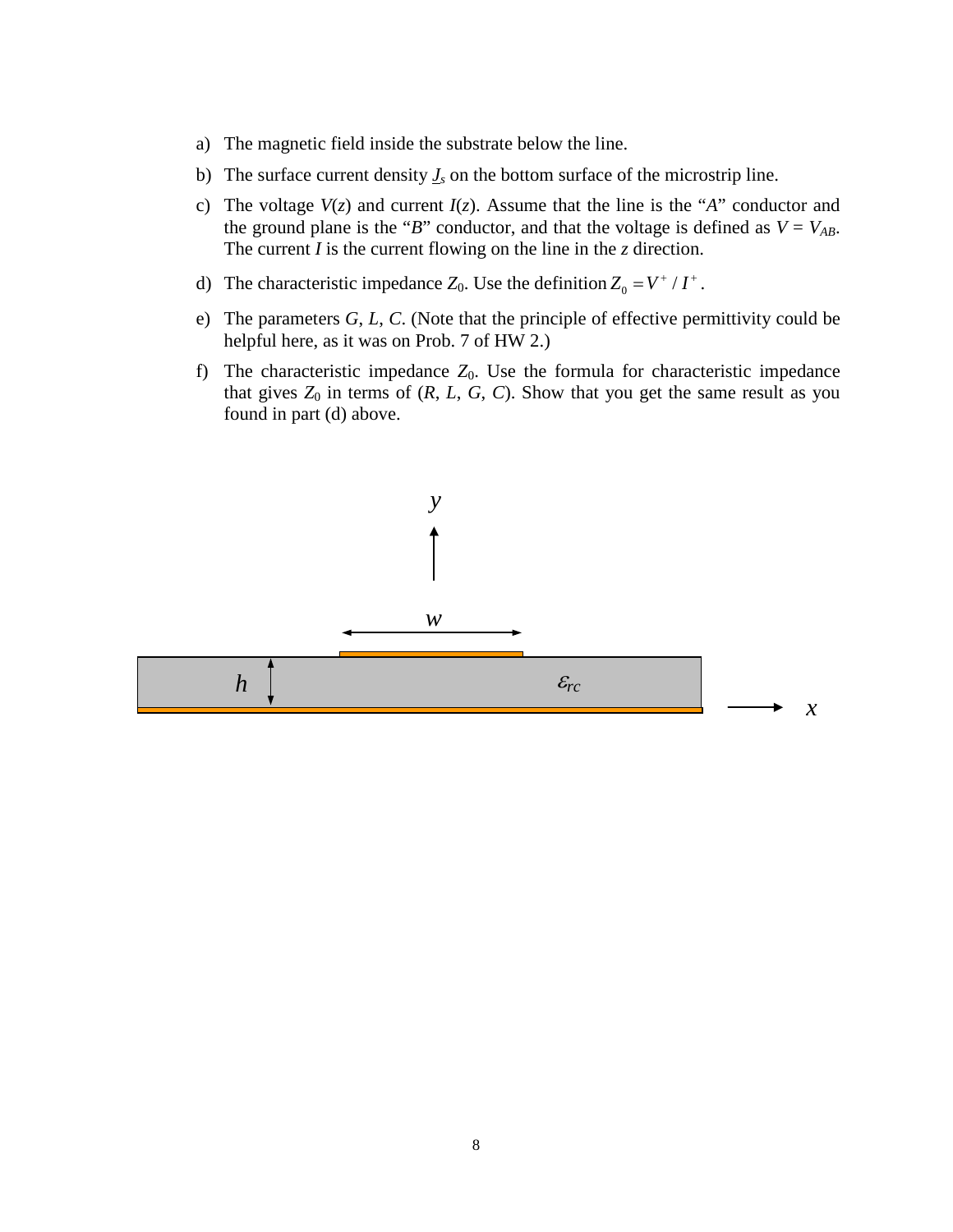a) The magnetic field inside the substrate below the line.

b) The surface current density $\underline{J}_s$ on the bottom surface of the microstrip line.

c) The voltage $V(z)$ and current $I(z)$. Assume that the line is the "$A$" conductor and the ground plane is the "$B$" conductor, and that the voltage is defined as $V = V_{AB}$. The current $I$ is the current flowing on the line in the $z$ direction.

d) The characteristic impedance $Z_0$. Use the definition $Z_0 = V^+ / I^+$.

e) The parameters $G$, $L$, $C$. (Note that the principle of effective permittivity could be helpful here, as it was on Prob. 7 of HW 2.)

f) The characteristic impedance $Z_0$. Use the formula for characteristic impedance that gives $Z_0$ in terms of ($R$, $L$, $G$, $C$). Show that you get the same result as you found in part (d) above.

$y$

$w$

$h$

$\varepsilon_{rc}$

$x$